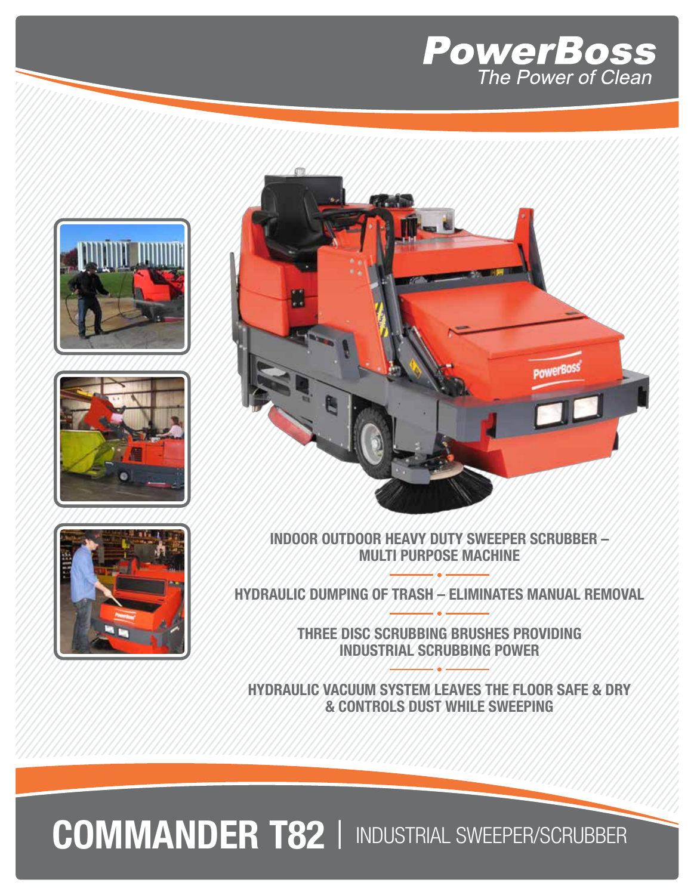# PowerBoss

*The Power of Clean*

INDOOR OUTDOOR HEAVY DUTY SWEEPER SCRUBBER – MULTI PURPOSE MACHINE

HYDRAULIC DUMPING OF TRASH – ELIMINATES MANUAL REMOVAL

THREE DISC SCRUBBING BRUSHES PROVIDING INDUSTRIAL SCRUBBING POWER

HYDRAULIC VACUUM SYSTEM LEAVES THE FLOOR SAFE & DRY & CONTROLS DUST WHILE SWEEPING

# COMMANDER T82 | INDUSTRIAL SWEEPER/SCRUBBER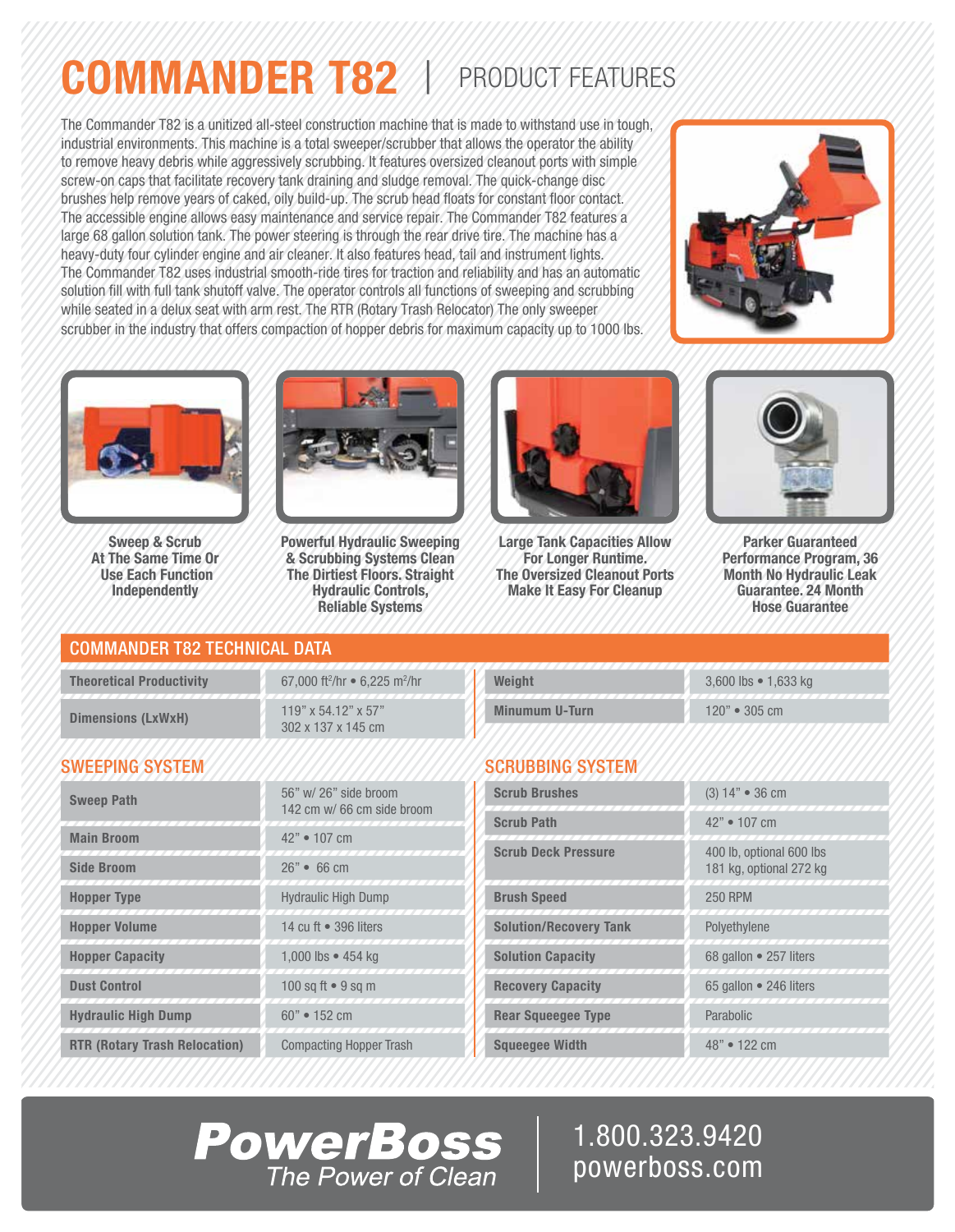# COMMANDER T82 | PRODUCT FEATURES

The Commander T82 is a unitized all-steel construction machine that is made to withstand use in tough, industrial environments. This machine is a total sweeper/scrubber that allows the operator the ability to remove heavy debris while aggressively scrubbing. It features oversized cleanout ports with simple screw-on caps that facilitate recovery tank draining and sludge removal. The quick-change disc brushes help remove years of caked, oily build-up. The scrub head floats for constant floor contact. The accessible engine allows easy maintenance and service repair. The Commander T82 features a large 68 gallon solution tank. The power steering is through the rear drive tire. The machine has a heavy-duty four cylinder engine and air cleaner. It also features head, tail and instrument lights. The Commander T82 uses industrial smooth-ride tires for traction and reliability and has an automatic solution fill with full tank shutoff valve. The operator controls all functions of sweeping and scrubbing while seated in a delux seat with arm rest. The RTR (Rotary Trash Relocator) The only sweeper scrubber in the industry that offers compaction of hopper debris for maximum capacity up to 1000 lbs.

**Sweep & Scrub At The Same Time Or Use Each Function Independently**

**Powerful Hydraulic Sweeping & Scrubbing Systems Clean The Dirtiest Floors. Straight Hydraulic Controls, Reliable Systems**

**Large Tank Capacities Allow For Longer Runtime. The Oversized Cleanout Ports Make It Easy For Cleanup**

**Parker Guaranteed Performance Program, 36 Month No Hydraulic Leak Guarantee. 24 Month Hose Guarantee**

## COMMANDER T82 TECHNICAL DATA

| | |
|---|---|
| Theoretical Productivity | 67,000 ft²/hr • 6,225 m²/hr |
| Dimensions (LxWxH) | 119" x 54.12" x 57"<br>302 x 137 x 145 cm |
| Weight | 3,600 lbs • 1,633 kg |
| Minumum U-Turn | 120" • 305 cm |

### SWEEPING SYSTEM

| | |
|---|---|
| Sweep Path | 56" w/ 26" side broom<br>142 cm w/ 66 cm side broom |
| Main Broom | 42" • 107 cm |
| Side Broom | 26" • 66 cm |
| Hopper Type | Hydraulic High Dump |
| Hopper Volume | 14 cu ft • 396 liters |
| Hopper Capacity | 1,000 lbs • 454 kg |
| Dust Control | 100 sq ft • 9 sq m |
| Hydraulic High Dump | 60" • 152 cm |
| RTR (Rotary Trash Relocation) | Compacting Hopper Trash |

### SCRUBBING SYSTEM

| | |
|---|---|
| Scrub Brushes | (3) 14" • 36 cm |
| Scrub Path | 42" • 107 cm |
| Scrub Deck Pressure | 400 lb, optional 600 lbs<br>181 kg, optional 272 kg |
| Brush Speed | 250 RPM |
| Solution/Recovery Tank | Polyethylene |
| Solution Capacity | 68 gallon • 257 liters |
| Recovery Capacity | 65 gallon • 246 liters |
| Rear Squeegee Type | Parabolic |
| Squeegee Width | 48" • 122 cm |

**PowerBoss**
*The Power of Clean*

1.800.323.9420
powerboss.com